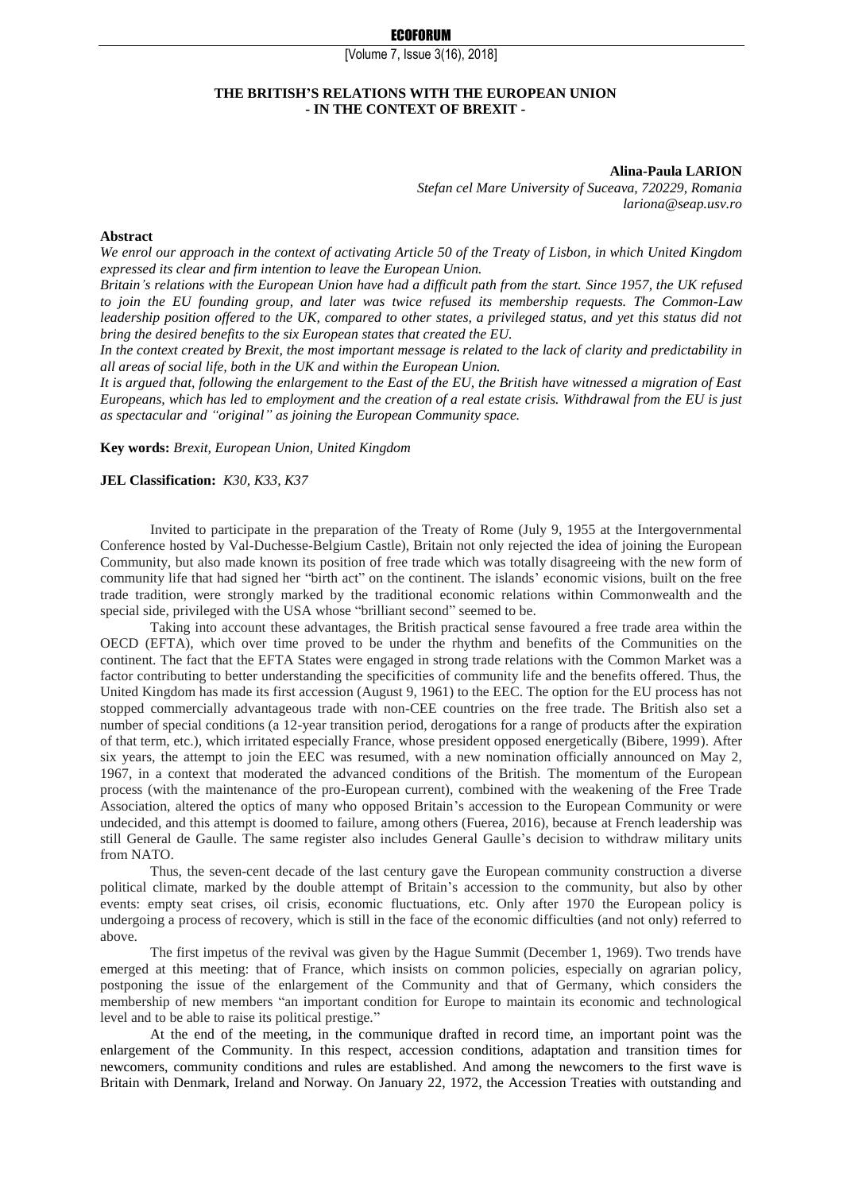# THE BRITISH'S RELATIONS WITH THE EUROPEAN UNION - IN THE CONTEXT OF BREXIT -

**Alina-Paula LARION**

*Stefan cel Mare University of Suceava, 720229, Romania*
*lariona@seap.usv.ro*

**Abstract**

*We enrol our approach in the context of activating Article 50 of the Treaty of Lisbon, in which United Kingdom expressed its clear and firm intention to leave the European Union.*

*Britain's relations with the European Union have had a difficult path from the start. Since 1957, the UK refused to join the EU founding group, and later was twice refused its membership requests. The Common-Law leadership position offered to the UK, compared to other states, a privileged status, and yet this status did not bring the desired benefits to the six European states that created the EU.*

*In the context created by Brexit, the most important message is related to the lack of clarity and predictability in all areas of social life, both in the UK and within the European Union.*

*It is argued that, following the enlargement to the East of the EU, the British have witnessed a migration of East Europeans, which has led to employment and the creation of a real estate crisis. Withdrawal from the EU is just as spectacular and "original" as joining the European Community space.*

**Key words:** *Brexit, European Union, United Kingdom*

**JEL Classification:** *K30, K33, K37*

Invited to participate in the preparation of the Treaty of Rome (July 9, 1955 at the Intergovernmental Conference hosted by Val-Duchesse-Belgium Castle), Britain not only rejected the idea of joining the European Community, but also made known its position of free trade which was totally disagreeing with the new form of community life that had signed her "birth act" on the continent. The islands' economic visions, built on the free trade tradition, were strongly marked by the traditional economic relations within Commonwealth and the special side, privileged with the USA whose "brilliant second" seemed to be.

Taking into account these advantages, the British practical sense favoured a free trade area within the OECD (EFTA), which over time proved to be under the rhythm and benefits of the Communities on the continent. The fact that the EFTA States were engaged in strong trade relations with the Common Market was a factor contributing to better understanding the specificities of community life and the benefits offered. Thus, the United Kingdom has made its first accession (August 9, 1961) to the EEC. The option for the EU process has not stopped commercially advantageous trade with non-CEE countries on the free trade. The British also set a number of special conditions (a 12-year transition period, derogations for a range of products after the expiration of that term, etc.), which irritated especially France, whose president opposed energetically (Bibere, 1999). After six years, the attempt to join the EEC was resumed, with a new nomination officially announced on May 2, 1967, in a context that moderated the advanced conditions of the British. The momentum of the European process (with the maintenance of the pro-European current), combined with the weakening of the Free Trade Association, altered the optics of many who opposed Britain's accession to the European Community or were undecided, and this attempt is doomed to failure, among others (Fuerea, 2016), because at French leadership was still General de Gaulle. The same register also includes General Gaulle's decision to withdraw military units from NATO.

Thus, the seven-cent decade of the last century gave the European community construction a diverse political climate, marked by the double attempt of Britain's accession to the community, but also by other events: empty seat crises, oil crisis, economic fluctuations, etc. Only after 1970 the European policy is undergoing a process of recovery, which is still in the face of the economic difficulties (and not only) referred to above.

The first impetus of the revival was given by the Hague Summit (December 1, 1969). Two trends have emerged at this meeting: that of France, which insists on common policies, especially on agrarian policy, postponing the issue of the enlargement of the Community and that of Germany, which considers the membership of new members "an important condition for Europe to maintain its economic and technological level and to be able to raise its political prestige."

At the end of the meeting, in the communique drafted in record time, an important point was the enlargement of the Community. In this respect, accession conditions, adaptation and transition times for newcomers, community conditions and rules are established. And among the newcomers to the first wave is Britain with Denmark, Ireland and Norway. On January 22, 1972, the Accession Treaties with outstanding and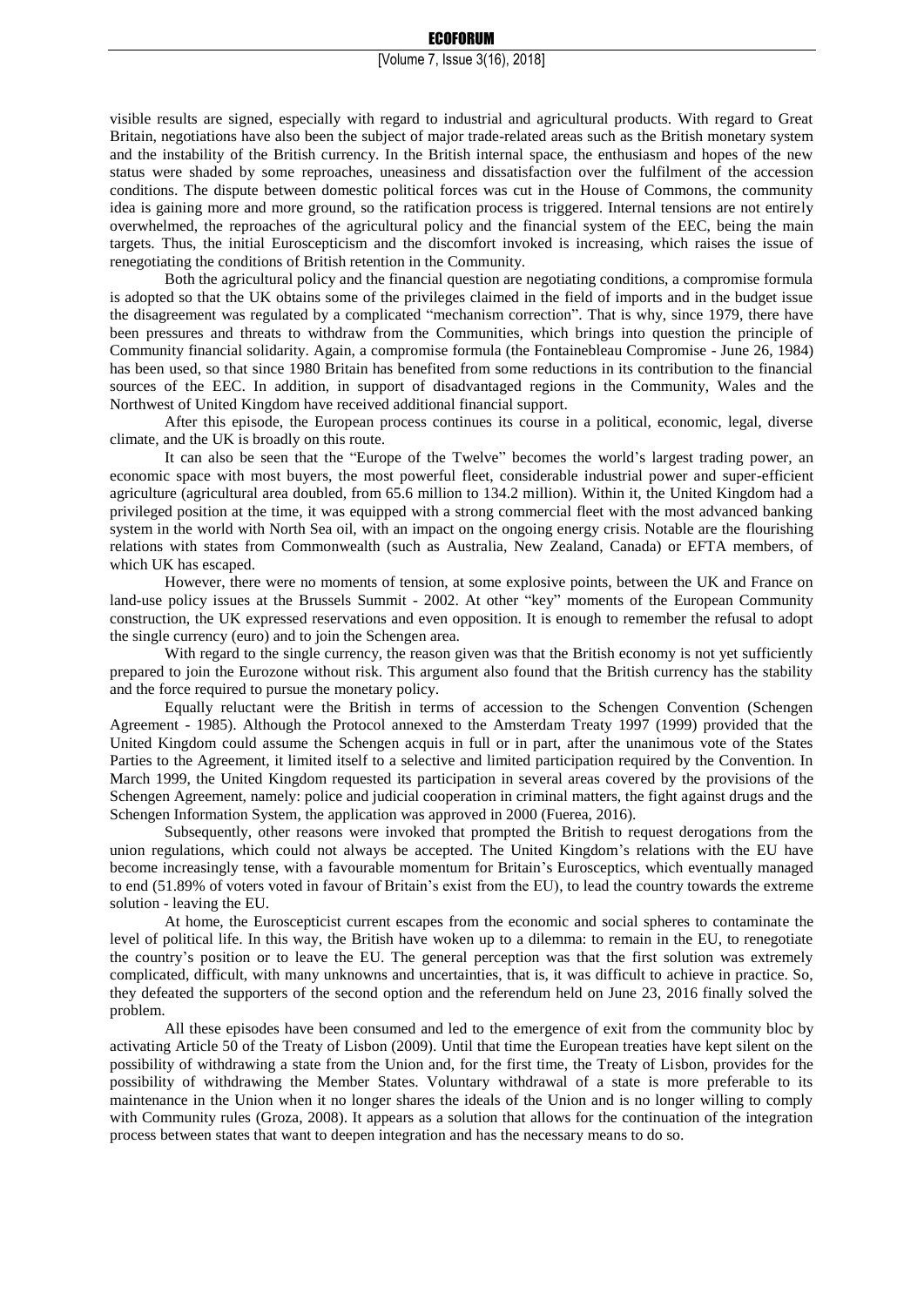visible results are signed, especially with regard to industrial and agricultural products. With regard to Great Britain, negotiations have also been the subject of major trade-related areas such as the British monetary system and the instability of the British currency. In the British internal space, the enthusiasm and hopes of the new status were shaded by some reproaches, uneasiness and dissatisfaction over the fulfilment of the accession conditions. The dispute between domestic political forces was cut in the House of Commons, the community idea is gaining more and more ground, so the ratification process is triggered. Internal tensions are not entirely overwhelmed, the reproaches of the agricultural policy and the financial system of the EEC, being the main targets. Thus, the initial Euroscepticism and the discomfort invoked is increasing, which raises the issue of renegotiating the conditions of British retention in the Community.

Both the agricultural policy and the financial question are negotiating conditions, a compromise formula is adopted so that the UK obtains some of the privileges claimed in the field of imports and in the budget issue the disagreement was regulated by a complicated "mechanism correction". That is why, since 1979, there have been pressures and threats to withdraw from the Communities, which brings into question the principle of Community financial solidarity. Again, a compromise formula (the Fontainebleau Compromise - June 26, 1984) has been used, so that since 1980 Britain has benefited from some reductions in its contribution to the financial sources of the EEC. In addition, in support of disadvantaged regions in the Community, Wales and the Northwest of United Kingdom have received additional financial support.

After this episode, the European process continues its course in a political, economic, legal, diverse climate, and the UK is broadly on this route.

It can also be seen that the "Europe of the Twelve" becomes the world's largest trading power, an economic space with most buyers, the most powerful fleet, considerable industrial power and super-efficient agriculture (agricultural area doubled, from 65.6 million to 134.2 million). Within it, the United Kingdom had a privileged position at the time, it was equipped with a strong commercial fleet with the most advanced banking system in the world with North Sea oil, with an impact on the ongoing energy crisis. Notable are the flourishing relations with states from Commonwealth (such as Australia, New Zealand, Canada) or EFTA members, of which UK has escaped.

However, there were no moments of tension, at some explosive points, between the UK and France on land-use policy issues at the Brussels Summit - 2002. At other "key" moments of the European Community construction, the UK expressed reservations and even opposition. It is enough to remember the refusal to adopt the single currency (euro) and to join the Schengen area.

With regard to the single currency, the reason given was that the British economy is not yet sufficiently prepared to join the Eurozone without risk. This argument also found that the British currency has the stability and the force required to pursue the monetary policy.

Equally reluctant were the British in terms of accession to the Schengen Convention (Schengen Agreement - 1985). Although the Protocol annexed to the Amsterdam Treaty 1997 (1999) provided that the United Kingdom could assume the Schengen acquis in full or in part, after the unanimous vote of the States Parties to the Agreement, it limited itself to a selective and limited participation required by the Convention. In March 1999, the United Kingdom requested its participation in several areas covered by the provisions of the Schengen Agreement, namely: police and judicial cooperation in criminal matters, the fight against drugs and the Schengen Information System, the application was approved in 2000 (Fuerea, 2016).

Subsequently, other reasons were invoked that prompted the British to request derogations from the union regulations, which could not always be accepted. The United Kingdom's relations with the EU have become increasingly tense, with a favourable momentum for Britain's Eurosceptics, which eventually managed to end (51.89% of voters voted in favour of Britain's exist from the EU), to lead the country towards the extreme solution - leaving the EU.

At home, the Euroscepticist current escapes from the economic and social spheres to contaminate the level of political life. In this way, the British have woken up to a dilemma: to remain in the EU, to renegotiate the country's position or to leave the EU. The general perception was that the first solution was extremely complicated, difficult, with many unknowns and uncertainties, that is, it was difficult to achieve in practice. So, they defeated the supporters of the second option and the referendum held on June 23, 2016 finally solved the problem.

All these episodes have been consumed and led to the emergence of exit from the community bloc by activating Article 50 of the Treaty of Lisbon (2009). Until that time the European treaties have kept silent on the possibility of withdrawing a state from the Union and, for the first time, the Treaty of Lisbon, provides for the possibility of withdrawing the Member States. Voluntary withdrawal of a state is more preferable to its maintenance in the Union when it no longer shares the ideals of the Union and is no longer willing to comply with Community rules (Groza, 2008). It appears as a solution that allows for the continuation of the integration process between states that want to deepen integration and has the necessary means to do so.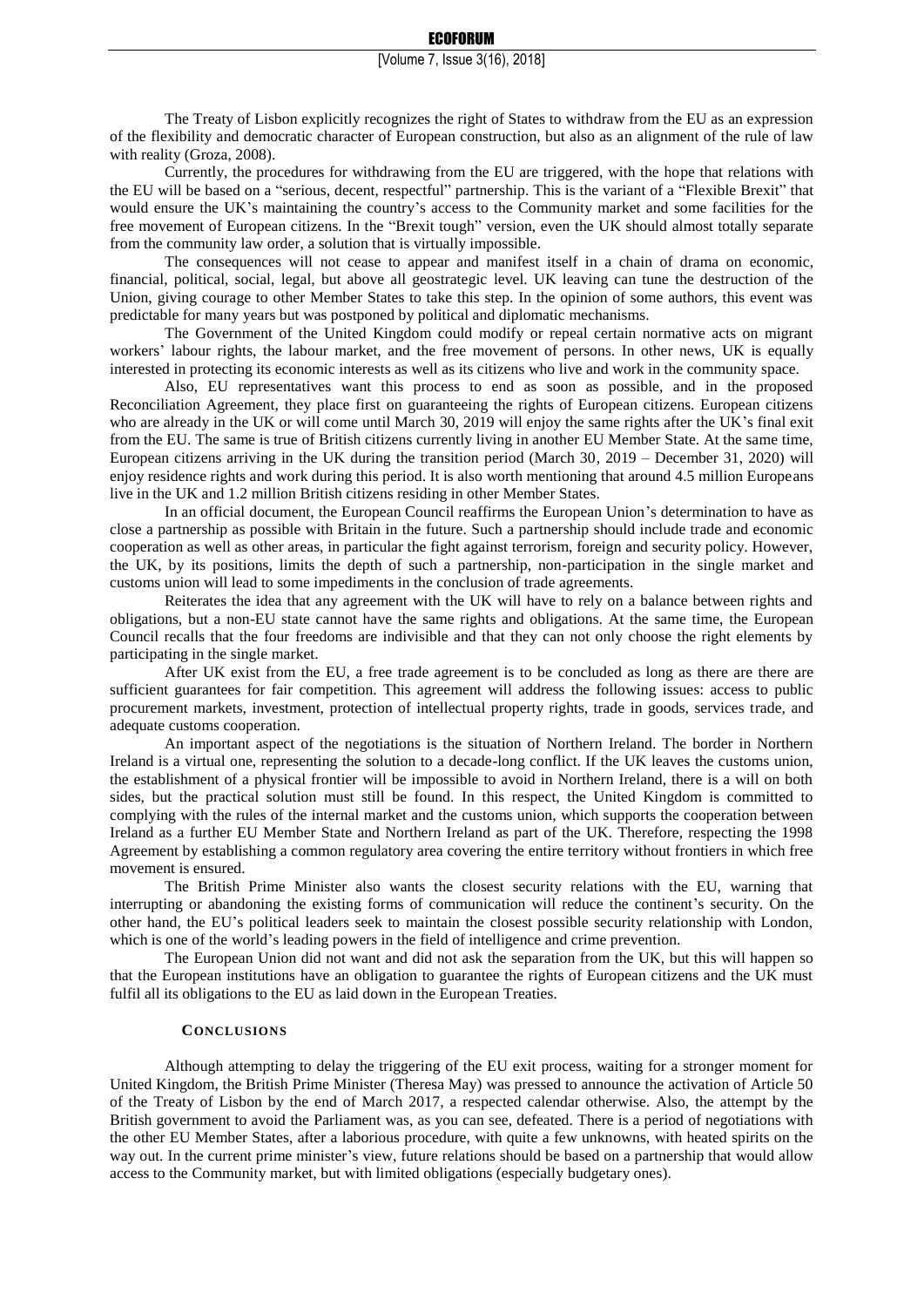The Treaty of Lisbon explicitly recognizes the right of States to withdraw from the EU as an expression of the flexibility and democratic character of European construction, but also as an alignment of the rule of law with reality (Groza, 2008).

Currently, the procedures for withdrawing from the EU are triggered, with the hope that relations with the EU will be based on a "serious, decent, respectful" partnership. This is the variant of a "Flexible Brexit" that would ensure the UK's maintaining the country's access to the Community market and some facilities for the free movement of European citizens. In the "Brexit tough" version, even the UK should almost totally separate from the community law order, a solution that is virtually impossible.

The consequences will not cease to appear and manifest itself in a chain of drama on economic, financial, political, social, legal, but above all geostrategic level. UK leaving can tune the destruction of the Union, giving courage to other Member States to take this step. In the opinion of some authors, this event was predictable for many years but was postponed by political and diplomatic mechanisms.

The Government of the United Kingdom could modify or repeal certain normative acts on migrant workers' labour rights, the labour market, and the free movement of persons. In other news, UK is equally interested in protecting its economic interests as well as its citizens who live and work in the community space.

Also, EU representatives want this process to end as soon as possible, and in the proposed Reconciliation Agreement, they place first on guaranteeing the rights of European citizens. European citizens who are already in the UK or will come until March 30, 2019 will enjoy the same rights after the UK's final exit from the EU. The same is true of British citizens currently living in another EU Member State. At the same time, European citizens arriving in the UK during the transition period (March 30, 2019 – December 31, 2020) will enjoy residence rights and work during this period. It is also worth mentioning that around 4.5 million Europeans live in the UK and 1.2 million British citizens residing in other Member States.

In an official document, the European Council reaffirms the European Union's determination to have as close a partnership as possible with Britain in the future. Such a partnership should include trade and economic cooperation as well as other areas, in particular the fight against terrorism, foreign and security policy. However, the UK, by its positions, limits the depth of such a partnership, non-participation in the single market and customs union will lead to some impediments in the conclusion of trade agreements.

Reiterates the idea that any agreement with the UK will have to rely on a balance between rights and obligations, but a non-EU state cannot have the same rights and obligations. At the same time, the European Council recalls that the four freedoms are indivisible and that they can not only choose the right elements by participating in the single market.

After UK exist from the EU, a free trade agreement is to be concluded as long as there are there are sufficient guarantees for fair competition. This agreement will address the following issues: access to public procurement markets, investment, protection of intellectual property rights, trade in goods, services trade, and adequate customs cooperation.

An important aspect of the negotiations is the situation of Northern Ireland. The border in Northern Ireland is a virtual one, representing the solution to a decade-long conflict. If the UK leaves the customs union, the establishment of a physical frontier will be impossible to avoid in Northern Ireland, there is a will on both sides, but the practical solution must still be found. In this respect, the United Kingdom is committed to complying with the rules of the internal market and the customs union, which supports the cooperation between Ireland as a further EU Member State and Northern Ireland as part of the UK. Therefore, respecting the 1998 Agreement by establishing a common regulatory area covering the entire territory without frontiers in which free movement is ensured.

The British Prime Minister also wants the closest security relations with the EU, warning that interrupting or abandoning the existing forms of communication will reduce the continent's security. On the other hand, the EU's political leaders seek to maintain the closest possible security relationship with London, which is one of the world's leading powers in the field of intelligence and crime prevention.

The European Union did not want and did not ask the separation from the UK, but this will happen so that the European institutions have an obligation to guarantee the rights of European citizens and the UK must fulfil all its obligations to the EU as laid down in the European Treaties.

## CONCLUSIONS

Although attempting to delay the triggering of the EU exit process, waiting for a stronger moment for United Kingdom, the British Prime Minister (Theresa May) was pressed to announce the activation of Article 50 of the Treaty of Lisbon by the end of March 2017, a respected calendar otherwise. Also, the attempt by the British government to avoid the Parliament was, as you can see, defeated. There is a period of negotiations with the other EU Member States, after a laborious procedure, with quite a few unknowns, with heated spirits on the way out. In the current prime minister's view, future relations should be based on a partnership that would allow access to the Community market, but with limited obligations (especially budgetary ones).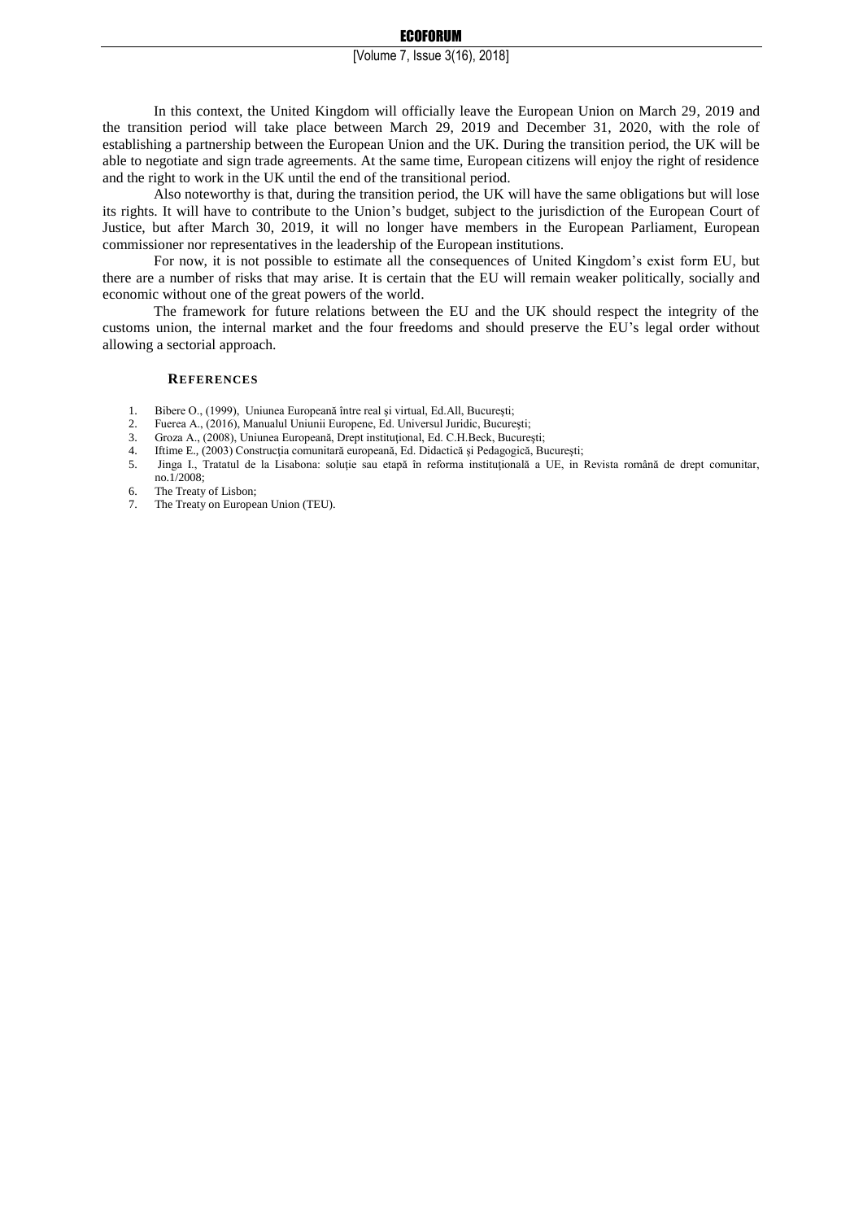In this context, the United Kingdom will officially leave the European Union on March 29, 2019 and the transition period will take place between March 29, 2019 and December 31, 2020, with the role of establishing a partnership between the European Union and the UK. During the transition period, the UK will be able to negotiate and sign trade agreements. At the same time, European citizens will enjoy the right of residence and the right to work in the UK until the end of the transitional period.

Also noteworthy is that, during the transition period, the UK will have the same obligations but will lose its rights. It will have to contribute to the Union's budget, subject to the jurisdiction of the European Court of Justice, but after March 30, 2019, it will no longer have members in the European Parliament, European commissioner nor representatives in the leadership of the European institutions.

For now, it is not possible to estimate all the consequences of United Kingdom's exist form EU, but there are a number of risks that may arise. It is certain that the EU will remain weaker politically, socially and economic without one of the great powers of the world.

The framework for future relations between the EU and the UK should respect the integrity of the customs union, the internal market and the four freedoms and should preserve the EU's legal order without allowing a sectorial approach.

## REFERENCES

1. Bibere O., (1999), Uniunea Europeană între real şi virtual, Ed.All, Bucureşti;
2. Fuerea A., (2016), Manualul Uniunii Europene, Ed. Universul Juridic, Bucureşti;
3. Groza A., (2008), Uniunea Europeană, Drept instituţional, Ed. C.H.Beck, Bucureşti;
4. Iftime E., (2003) Construcţia comunitară europeană, Ed. Didactică şi Pedagogică, Bucureşti;
5. Jinga I., Tratatul de la Lisabona: soluţie sau etapă în reforma instituţională a UE, in Revista română de drept comunitar, no.1/2008;
6. The Treaty of Lisbon;
7. The Treaty on European Union (TEU).